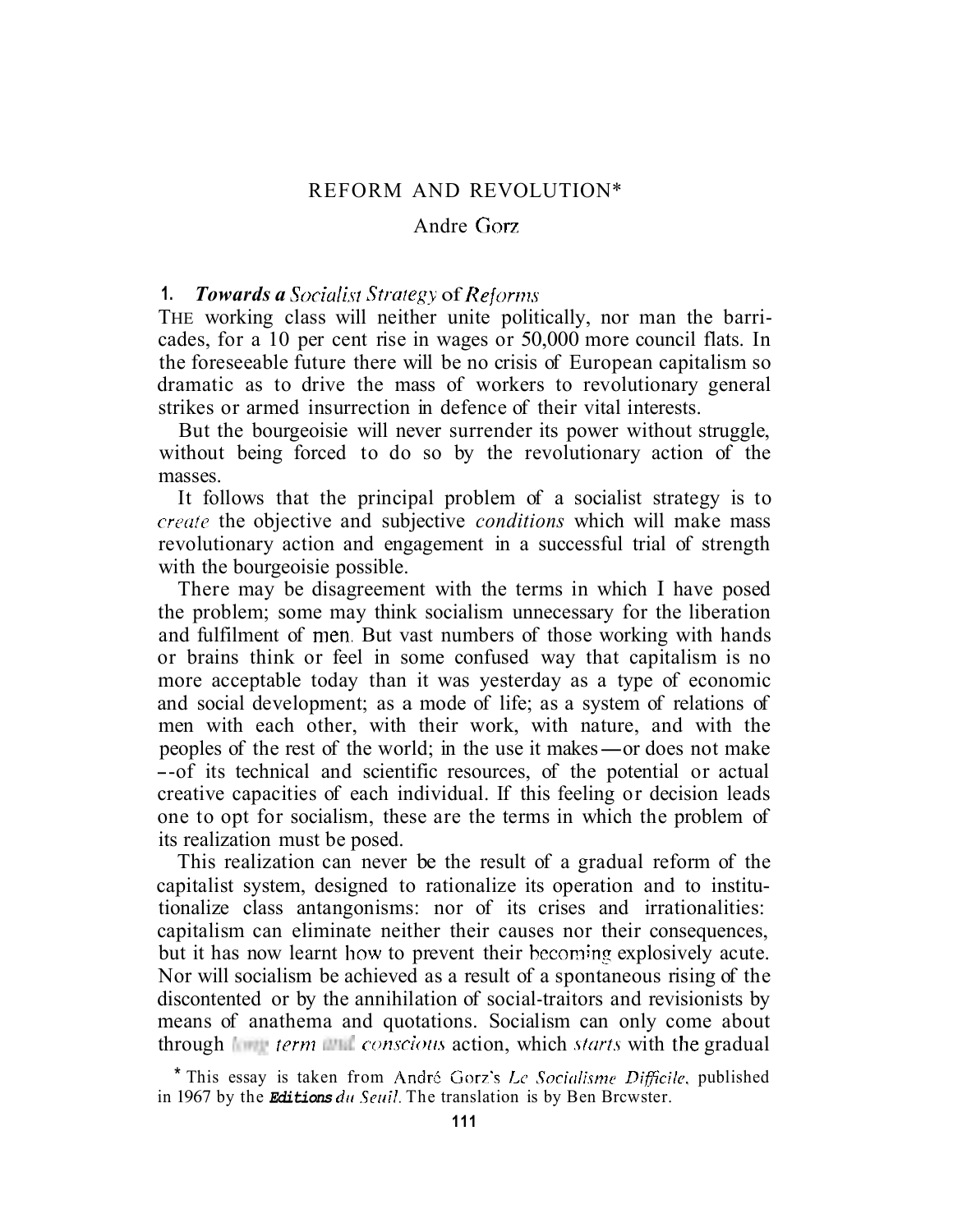# REFORM AND REVOLUTION*

## Andre Gorz

### 1. *Towards a Socialist Strategy of Reforms*

THE working class will neither unite politically, nor man the barricades, for a 10 per cent rise in wages or 50,000 more council flats. In the foreseeable future there will be no crisis of European capitalism so dramatic as to drive the mass of workers to revolutionary general strikes or armed insurrection in defence of their vital interests.

But the bourgeoisie will never surrender its power without struggle, without being forced to do so by the revolutionary action of the masses.

It follows that the principal problem of a socialist strategy is to *create* the objective and subjective *conditions* which will make mass revolutionary action and engagement in a successful trial of strength with the bourgeoisie possible.

There may be disagreement with the terms in which I have posed the problem; some may think socialism unnecessary for the liberation and fulfilment of men. But vast numbers of those working with hands or brains think or feel in some confused way that capitalism is no more acceptable today than it was yesterday as a type of economic and social development; as a mode of life; as a system of relations of men with each other, with their work, with nature, and with the peoples of the rest of the world; in the use it makes—or does not make--of its technical and scientific resources, of the potential or actual creative capacities of each individual. If this feeling or decision leads one to opt for socialism, these are the terms in which the problem of its realization must be posed.

This realization can never be the result of a gradual reform of the capitalist system, designed to rationalize its operation and to institutionalize class antagonisms: nor of its crises and irrationalities: capitalism can eliminate neither their causes nor their consequences, but it has now learnt how to prevent their becoming explosively acute. Nor will socialism be achieved as a result of a spontaneous rising of the discontented or by the annihilation of social-traitors and revisionists by means of anathema and quotations. Socialism can only come about through *long term and conscious* action, which *starts* with the gradual

\* This essay is taken from André Gorz's *Le Socialisme Difficile*, published in 1967 by the *Editions du Seuil*. The translation is by Ben Brewster.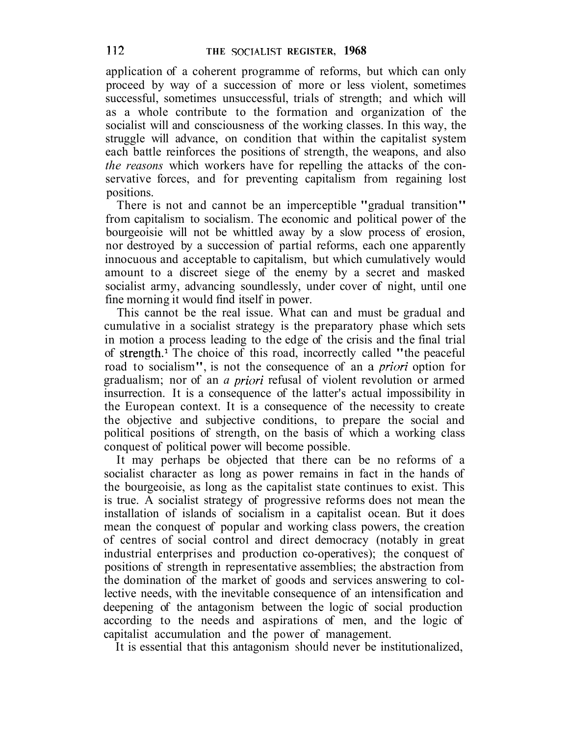application of a coherent programme of reforms, but which can only proceed by way of a succession of more or less violent, sometimes successful, sometimes unsuccessful, trials of strength; and which will as a whole contribute to the formation and organization of the socialist will and consciousness of the working classes. In this way, the struggle will advance, on condition that within the capitalist system each battle reinforces the positions of strength, the weapons, and also *the reasons* which workers have for repelling the attacks of the conservative forces, and for preventing capitalism from regaining lost positions.

There is not and cannot be an imperceptible "gradual transition" from capitalism to socialism. The economic and political power of the bourgeoisie will not be whittled away by a slow process of erosion, nor destroyed by a succession of partial reforms, each one apparently innocuous and acceptable to capitalism, but which cumulatively would amount to a discreet siege of the enemy by a secret and masked socialist army, advancing soundlessly, under cover of night, until one fine morning it would find itself in power.

This cannot be the real issue. What can and must be gradual and cumulative in a socialist strategy is the preparatory phase which sets in motion a process leading to the edge of the crisis and the final trial of strength.[1] The choice of this road, incorrectly called "the peaceful road to socialism", is not the consequence of an a *priori* option for gradualism; nor of an *a priori* refusal of violent revolution or armed insurrection. It is a consequence of the latter's actual impossibility in the European context. It is a consequence of the necessity to create the objective and subjective conditions, to prepare the social and political positions of strength, on the basis of which a working class conquest of political power will become possible.

It may perhaps be objected that there can be no reforms of a socialist character as long as power remains in fact in the hands of the bourgeoisie, as long as the capitalist state continues to exist. This is true. A socialist strategy of progressive reforms does not mean the installation of islands of socialism in a capitalist ocean. But it does mean the conquest of popular and working class powers, the creation of centres of social control and direct democracy (notably in great industrial enterprises and production co-operatives); the conquest of positions of strength in representative assemblies; the abstraction from the domination of the market of goods and services answering to collective needs, with the inevitable consequence of an intensification and deepening of the antagonism between the logic of social production according to the needs and aspirations of men, and the logic of capitalist accumulation and the power of management.

It is essential that this antagonism should never be institutionalized,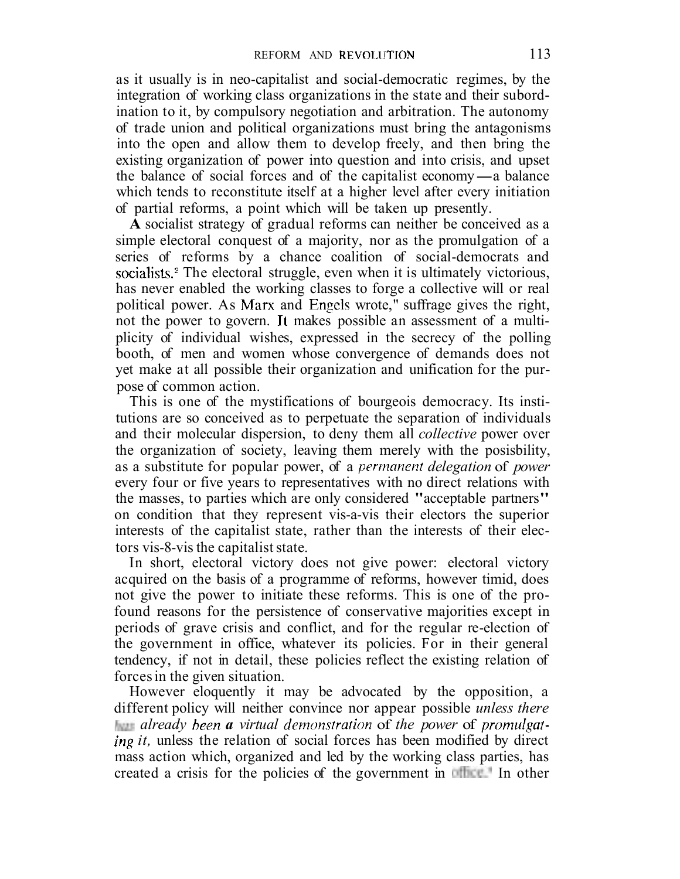as it usually is in neo-capitalist and social-democratic regimes, by the integration of working class organizations in the state and their subordination to it, by compulsory negotiation and arbitration. The autonomy of trade union and political organizations must bring the antagonisms into the open and allow them to develop freely, and then bring the existing organization of power into question and into crisis, and upset the balance of social forces and of the capitalist economy—a balance which tends to reconstitute itself at a higher level after every initiation of partial reforms, a point which will be taken up presently.

A socialist strategy of gradual reforms can neither be conceived as a simple electoral conquest of a majority, nor as the promulgation of a series of reforms by a chance coalition of social-democrats and socialists.[2] The electoral struggle, even when it is ultimately victorious, has never enabled the working classes to forge a collective will or real political power. As Marx and Engels wrote," suffrage gives the right, not the power to govern. It makes possible an assessment of a multiplicity of individual wishes, expressed in the secrecy of the polling booth, of men and women whose convergence of demands does not yet make at all possible their organization and unification for the purpose of common action.

This is one of the mystifications of bourgeois democracy. Its institutions are so conceived as to perpetuate the separation of individuals and their molecular dispersion, to deny them all *collective* power over the organization of society, leaving them merely with the posisbility, as a substitute for popular power, of a *permanent delegation* of *power* every four or five years to representatives with no direct relations with the masses, to parties which are only considered "acceptable partners" on condition that they represent vis-a-vis their electors the superior interests of the capitalist state, rather than the interests of their electors vis-8-vis the capitalist state.

In short, electoral victory does not give power: electoral victory acquired on the basis of a programme of reforms, however timid, does not give the power to initiate these reforms. This is one of the profound reasons for the persistence of conservative majorities except in periods of grave crisis and conflict, and for the regular re-election of the government in office, whatever its policies. For in their general tendency, if not in detail, these policies reflect the existing relation of forces in the given situation.

However eloquently it may be advocated by the opposition, a different policy will neither convince nor appear possible *unless there has already been a virtual demonstration* of *the power* of *promulgating it,* unless the relation of social forces has been modified by direct mass action which, organized and led by the working class parties, has created a crisis for the policies of the government in office.[3] In other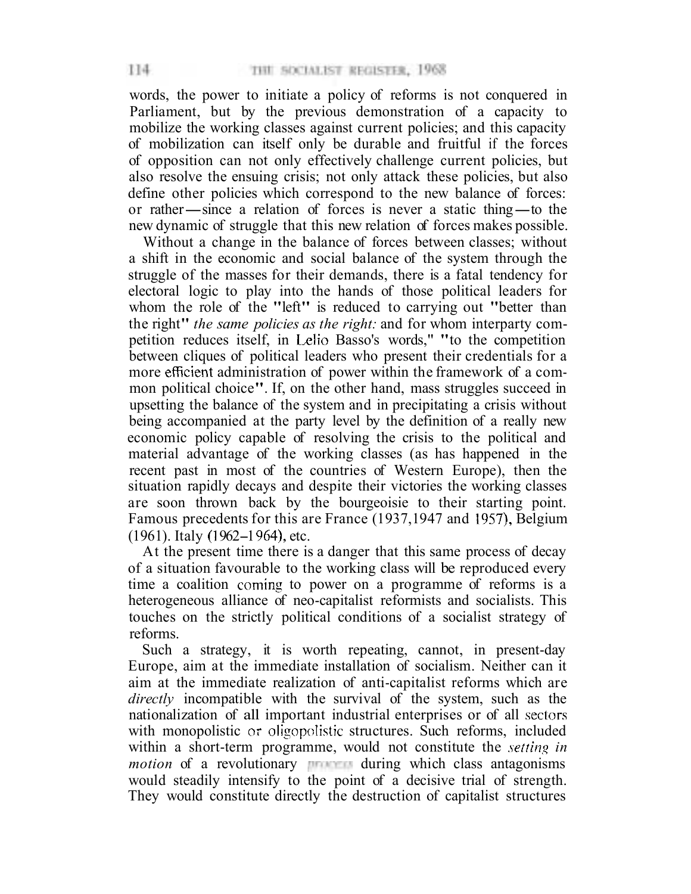words, the power to initiate a policy of reforms is not conquered in Parliament, but by the previous demonstration of a capacity to mobilize the working classes against current policies; and this capacity of mobilization can itself only be durable and fruitful if the forces of opposition can not only effectively challenge current policies, but also resolve the ensuing crisis; not only attack these policies, but also define other policies which correspond to the new balance of forces: or rather—since a relation of forces is never a static thing—to the new dynamic of struggle that this new relation of forces makes possible.

Without a change in the balance of forces between classes; without a shift in the economic and social balance of the system through the struggle of the masses for their demands, there is a fatal tendency for electoral logic to play into the hands of those political leaders for whom the role of the "left" is reduced to carrying out "better than the right" *the same policies as the right:* and for whom interparty competition reduces itself, in Lelio Basso's words," "to the competition between cliques of political leaders who present their credentials for a more efficient administration of power within the framework of a common political choice". If, on the other hand, mass struggles succeed in upsetting the balance of the system and in precipitating a crisis without being accompanied at the party level by the definition of a really new economic policy capable of resolving the crisis to the political and material advantage of the working classes (as has happened in the recent past in most of the countries of Western Europe), then the situation rapidly decays and despite their victories the working classes are soon thrown back by the bourgeoisie to their starting point. Famous precedents for this are France (1937,1947 and 1957), Belgium (1961). Italy (1962–1964), etc.

At the present time there is a danger that this same process of decay of a situation favourable to the working class will be reproduced every time a coalition coming to power on a programme of reforms is a heterogeneous alliance of neo-capitalist reformists and socialists. This touches on the strictly political conditions of a socialist strategy of reforms.

Such a strategy, it is worth repeating, cannot, in present-day Europe, aim at the immediate installation of socialism. Neither can it aim at the immediate realization of anti-capitalist reforms which are *directly* incompatible with the survival of the system, such as the nationalization of all important industrial enterprises or of all sectors with monopolistic or oligopolistic structures. Such reforms, included within a short-term programme, would not constitute the *setting in motion* of a revolutionary process during which class antagonisms would steadily intensify to the point of a decisive trial of strength. They would constitute directly the destruction of capitalist structures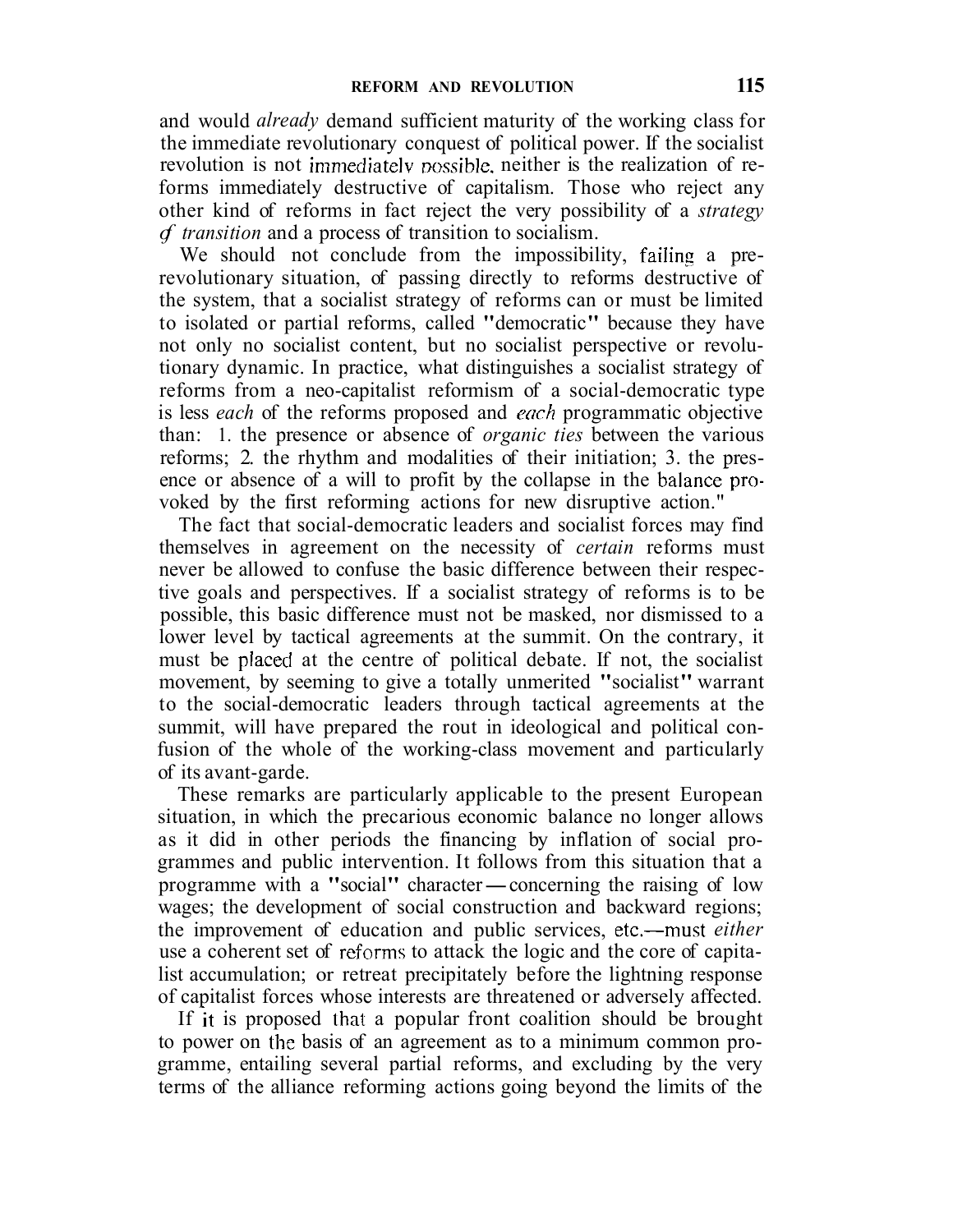and would *already* demand sufficient maturity of the working class for the immediate revolutionary conquest of political power. If the socialist revolution is not immediately possible, neither is the realization of reforms immediately destructive of capitalism. Those who reject any other kind of reforms in fact reject the very possibility of a *strategy of transition* and a process of transition to socialism.

We should not conclude from the impossibility, failing a pre-revolutionary situation, of passing directly to reforms destructive of the system, that a socialist strategy of reforms can or must be limited to isolated or partial reforms, called "democratic" because they have not only no socialist content, but no socialist perspective or revolutionary dynamic. In practice, what distinguishes a socialist strategy of reforms from a neo-capitalist reformism of a social-democratic type is less *each* of the reforms proposed and *each* programmatic objective than: 1. the presence or absence of *organic ties* between the various reforms; 2. the rhythm and modalities of their initiation; 3. the presence or absence of a will to profit by the collapse in the balance provoked by the first reforming actions for new disruptive action."

The fact that social-democratic leaders and socialist forces may find themselves in agreement on the necessity of *certain* reforms must never be allowed to confuse the basic difference between their respective goals and perspectives. If a socialist strategy of reforms is to be possible, this basic difference must not be masked, nor dismissed to a lower level by tactical agreements at the summit. On the contrary, it must be placed at the centre of political debate. If not, the socialist movement, by seeming to give a totally unmerited "socialist" warrant to the social-democratic leaders through tactical agreements at the summit, will have prepared the rout in ideological and political confusion of the whole of the working-class movement and particularly of its avant-garde.

These remarks are particularly applicable to the present European situation, in which the precarious economic balance no longer allows as it did in other periods the financing by inflation of social programmes and public intervention. It follows from this situation that a programme with a "social" character—concerning the raising of low wages; the development of social construction and backward regions; the improvement of education and public services, etc.—must *either* use a coherent set of reforms to attack the logic and the core of capitalist accumulation; or retreat precipitately before the lightning response of capitalist forces whose interests are threatened or adversely affected.

If it is proposed that a popular front coalition should be brought to power on the basis of an agreement as to a minimum common programme, entailing several partial reforms, and excluding by the very terms of the alliance reforming actions going beyond the limits of the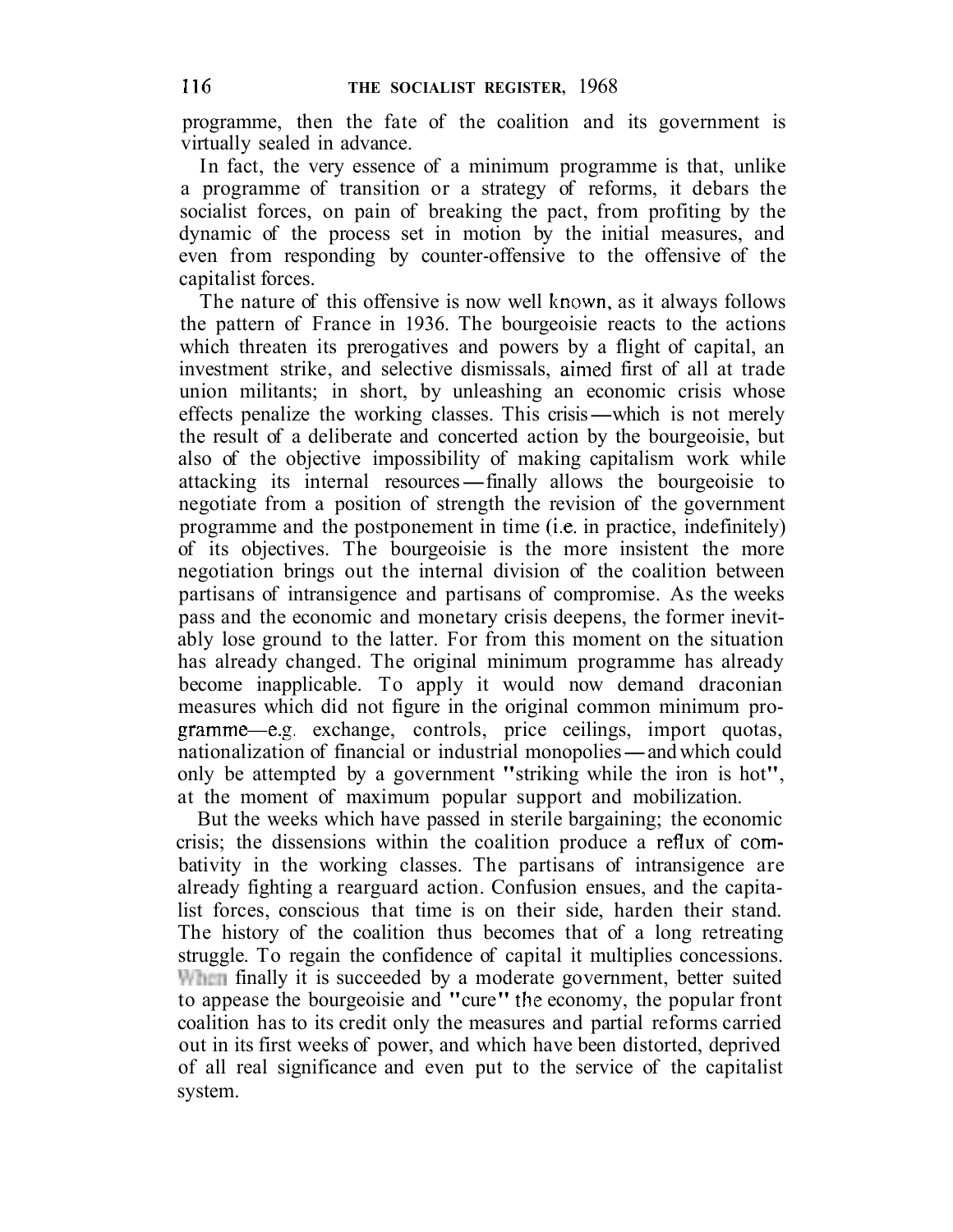programme, then the fate of the coalition and its government is virtually sealed in advance.

In fact, the very essence of a minimum programme is that, unlike a programme of transition or a strategy of reforms, it debars the socialist forces, on pain of breaking the pact, from profiting by the dynamic of the process set in motion by the initial measures, and even from responding by counter-offensive to the offensive of the capitalist forces.

The nature of this offensive is now well known, as it always follows the pattern of France in 1936. The bourgeoisie reacts to the actions which threaten its prerogatives and powers by a flight of capital, an investment strike, and selective dismissals, aimed first of all at trade union militants; in short, by unleashing an economic crisis whose effects penalize the working classes. This crisis—which is not merely the result of a deliberate and concerted action by the bourgeoisie, but also of the objective impossibility of making capitalism work while attacking its internal resources—finally allows the bourgeoisie to negotiate from a position of strength the revision of the government programme and the postponement in time (i.e. in practice, indefinitely) of its objectives. The bourgeoisie is the more insistent the more negotiation brings out the internal division of the coalition between partisans of intransigence and partisans of compromise. As the weeks pass and the economic and monetary crisis deepens, the former inevitably lose ground to the latter. For from this moment on the situation has already changed. The original minimum programme has already become inapplicable. To apply it would now demand draconian measures which did not figure in the original common minimum programme—e.g. exchange, controls, price ceilings, import quotas, nationalization of financial or industrial monopolies—and which could only be attempted by a government "striking while the iron is hot", at the moment of maximum popular support and mobilization.

But the weeks which have passed in sterile bargaining; the economic crisis; the dissensions within the coalition produce a reflux of combativity in the working classes. The partisans of intransigence are already fighting a rearguard action. Confusion ensues, and the capitalist forces, conscious that time is on their side, harden their stand. The history of the coalition thus becomes that of a long retreating struggle. To regain the confidence of capital it multiplies concessions. When finally it is succeeded by a moderate government, better suited to appease the bourgeoisie and "cure" the economy, the popular front coalition has to its credit only the measures and partial reforms carried out in its first weeks of power, and which have been distorted, deprived of all real significance and even put to the service of the capitalist system.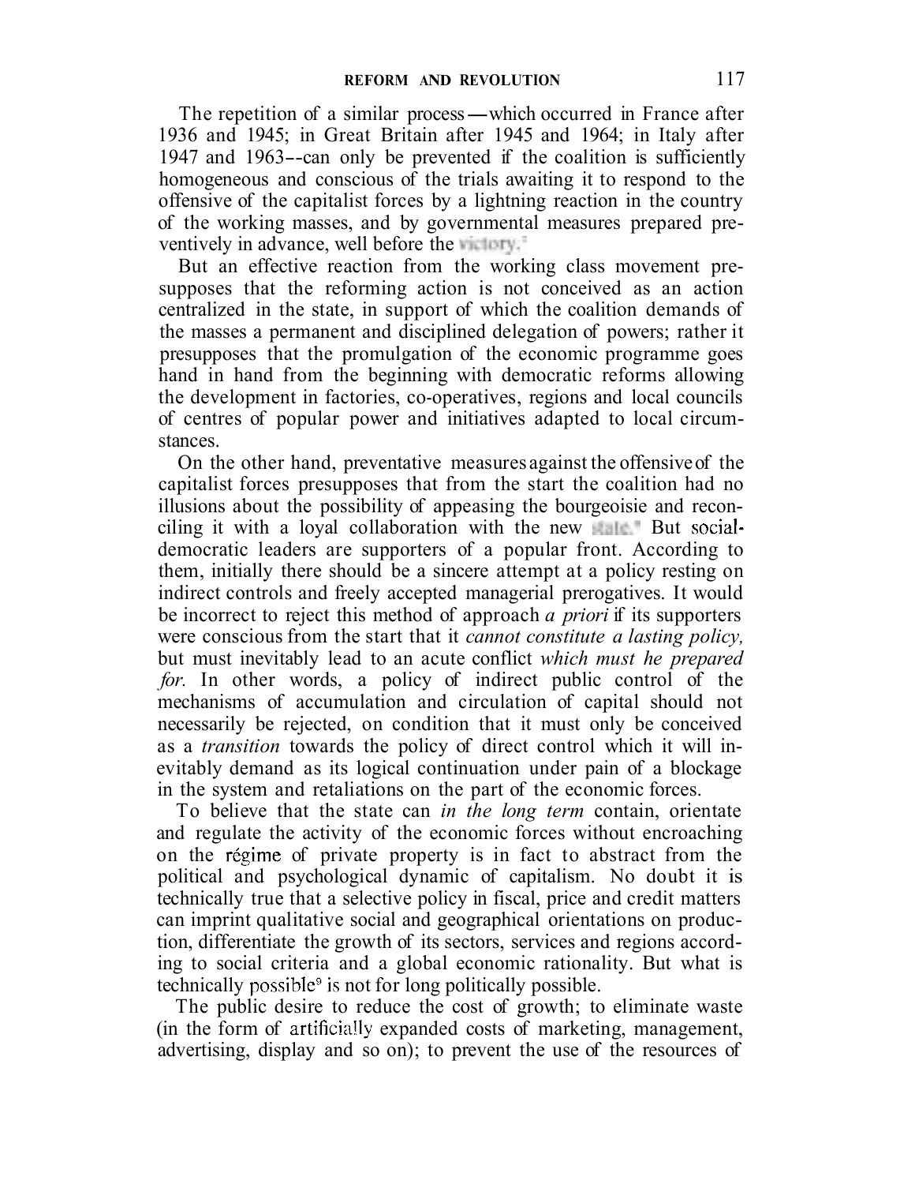The repetition of a similar process—which occurred in France after 1936 and 1945; in Great Britain after 1945 and 1964; in Italy after 1947 and 1963--can only be prevented if the coalition is sufficiently homogeneous and conscious of the trials awaiting it to respond to the offensive of the capitalist forces by a lightning reaction in the country of the working masses, and by governmental measures prepared preventively in advance, well before the victory.[7]

But an effective reaction from the working class movement presupposes that the reforming action is not conceived as an action centralized in the state, in support of which the coalition demands of the masses a permanent and disciplined delegation of powers; rather it presupposes that the promulgation of the economic programme goes hand in hand from the beginning with democratic reforms allowing the development in factories, co-operatives, regions and local councils of centres of popular power and initiatives adapted to local circumstances.

On the other hand, preventative measures against the offensive of the capitalist forces presupposes that from the start the coalition had no illusions about the possibility of appeasing the bourgeoisie and reconciling it with a loyal collaboration with the new state.[8] But social-democratic leaders are supporters of a popular front. According to them, initially there should be a sincere attempt at a policy resting on indirect controls and freely accepted managerial prerogatives. It would be incorrect to reject this method of approach *a priori* if its supporters were conscious from the start that it *cannot constitute a lasting policy,* but must inevitably lead to an acute conflict *which must he prepared for.* In other words, a policy of indirect public control of the mechanisms of accumulation and circulation of capital should not necessarily be rejected, on condition that it must only be conceived as a *transition* towards the policy of direct control which it will inevitably demand as its logical continuation under pain of a blockage in the system and retaliations on the part of the economic forces.

To believe that the state can *in the long term* contain, orientate and regulate the activity of the economic forces without encroaching on the régime of private property is in fact to abstract from the political and psychological dynamic of capitalism. No doubt it is technically true that a selective policy in fiscal, price and credit matters can imprint qualitative social and geographical orientations on production, differentiate the growth of its sectors, services and regions according to social criteria and a global economic rationality. But what is technically possible[9] is not for long politically possible.

The public desire to reduce the cost of growth; to eliminate waste (in the form of artificially expanded costs of marketing, management, advertising, display and so on); to prevent the use of the resources of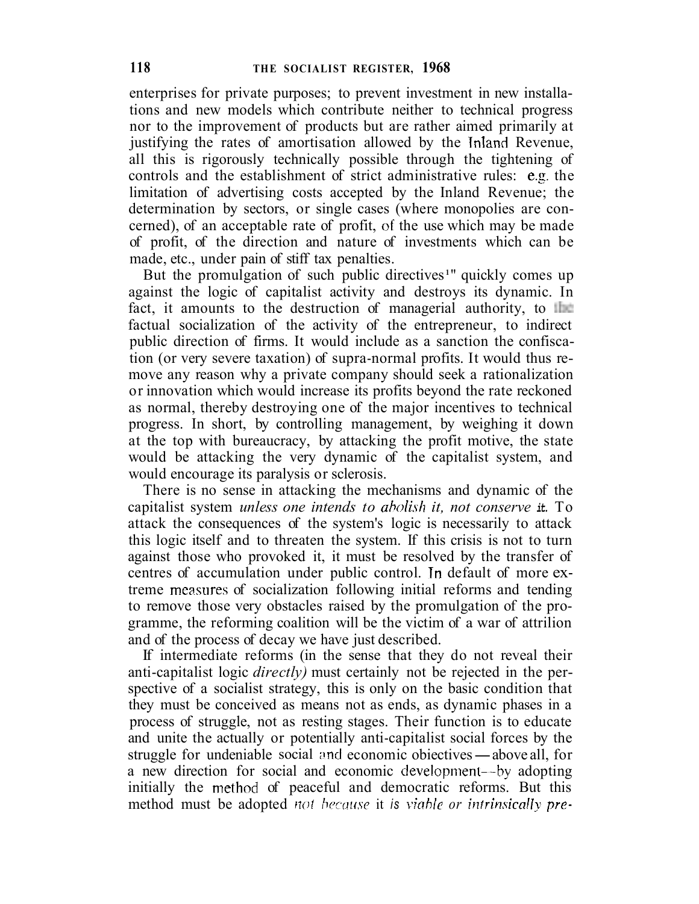enterprises for private purposes; to prevent investment in new installations and new models which contribute neither to technical progress nor to the improvement of products but are rather aimed primarily at justifying the rates of amortisation allowed by the Inland Revenue, all this is rigorously technically possible through the tightening of controls and the establishment of strict administrative rules: e.g. the limitation of advertising costs accepted by the Inland Revenue; the determination by sectors, or single cases (where monopolies are concerned), of an acceptable rate of profit, of the use which may be made of profit, of the direction and nature of investments which can be made, etc., under pain of stiff tax penalties.

But the promulgation of such public directives[1"] quickly comes up against the logic of capitalist activity and destroys its dynamic. In fact, it amounts to the destruction of managerial authority, to the factual socialization of the activity of the entrepreneur, to indirect public direction of firms. It would include as a sanction the confiscation (or very severe taxation) of supra-normal profits. It would thus remove any reason why a private company should seek a rationalization or innovation which would increase its profits beyond the rate reckoned as normal, thereby destroying one of the major incentives to technical progress. In short, by controlling management, by weighing it down at the top with bureaucracy, by attacking the profit motive, the state would be attacking the very dynamic of the capitalist system, and would encourage its paralysis or sclerosis.

There is no sense in attacking the mechanisms and dynamic of the capitalist system *unless one intends to abolish it, not conserve it.* To attack the consequences of the system's logic is necessarily to attack this logic itself and to threaten the system. If this crisis is not to turn against those who provoked it, it must be resolved by the transfer of centres of accumulation under public control. In default of more extreme measures of socialization following initial reforms and tending to remove those very obstacles raised by the promulgation of the programme, the reforming coalition will be the victim of a war of attrilion and of the process of decay we have just described.

If intermediate reforms (in the sense that they do not reveal their anti-capitalist logic *directly)* must certainly not be rejected in the perspective of a socialist strategy, this is only on the basic condition that they must be conceived as means not as ends, as dynamic phases in a process of struggle, not as resting stages. Their function is to educate and unite the actually or potentially anti-capitalist social forces by the struggle for undeniable social and economic obiectives — above all, for a new direction for social and economic development—by adopting initially the method of peaceful and democratic reforms. But this method must be adopted *not because it is viable or intrinsically pre-*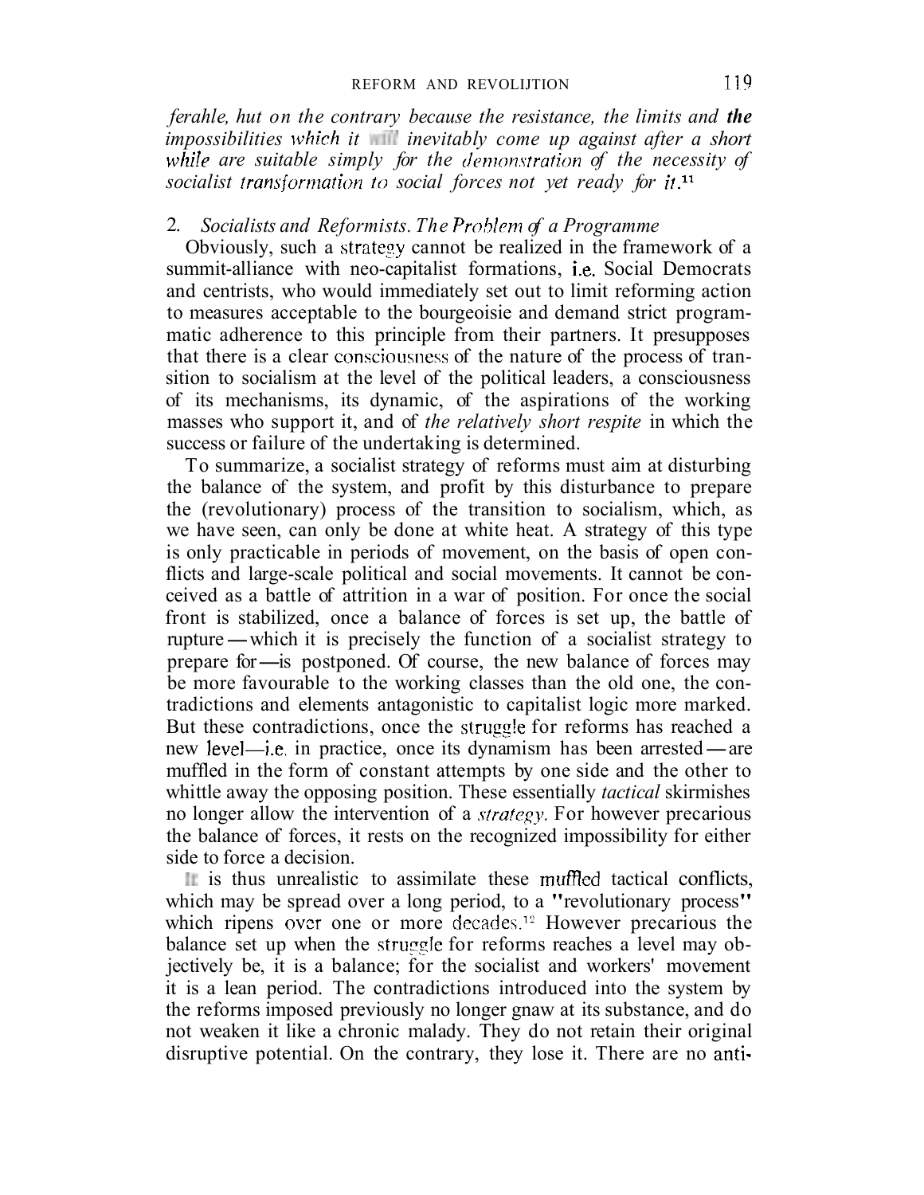*ferahle, hut on the contrary because the resistance, the limits and **the** impossibilities which it will inevitably come up against after a short while are suitable simply for the demonstration of the necessity of socialist transformation to social forces not yet ready for it.*[11]

## 2. *Socialists and Reformists. The Problem of a Programme*

Obviously, such a strategy cannot be realized in the framework of a summit-alliance with neo-capitalist formations, i.e. Social Democrats and centrists, who would immediately set out to limit reforming action to measures acceptable to the bourgeoisie and demand strict programmatic adherence to this principle from their partners. It presupposes that there is a clear consciousness of the nature of the process of transition to socialism at the level of the political leaders, a consciousness of its mechanisms, its dynamic, of the aspirations of the working masses who support it, and of *the relatively short respite* in which the success or failure of the undertaking is determined.

To summarize, a socialist strategy of reforms must aim at disturbing the balance of the system, and profit by this disturbance to prepare the (revolutionary) process of the transition to socialism, which, as we have seen, can only be done at white heat. A strategy of this type is only practicable in periods of movement, on the basis of open conflicts and large-scale political and social movements. It cannot be conceived as a battle of attrition in a war of position. For once the social front is stabilized, once a balance of forces is set up, the battle of rupture—which it is precisely the function of a socialist strategy to prepare for—is postponed. Of course, the new balance of forces may be more favourable to the working classes than the old one, the contradictions and elements antagonistic to capitalist logic more marked. But these contradictions, once the struggle for reforms has reached a new level—i.e. in practice, once its dynamism has been arrested—are muffled in the form of constant attempts by one side and the other to whittle away the opposing position. These essentially *tactical* skirmishes no longer allow the intervention of a *strategy*. For however precarious the balance of forces, it rests on the recognized impossibility for either side to force a decision.

It is thus unrealistic to assimilate these muffled tactical conflicts, which may be spread over a long period, to a "revolutionary process" which ripens over one or more decades.[12] However precarious the balance set up when the struggle for reforms reaches a level may objectively be, it is a balance; for the socialist and workers' movement it is a lean period. The contradictions introduced into the system by the reforms imposed previously no longer gnaw at its substance, and do not weaken it like a chronic malady. They do not retain their original disruptive potential. On the contrary, they lose it. There are no anti-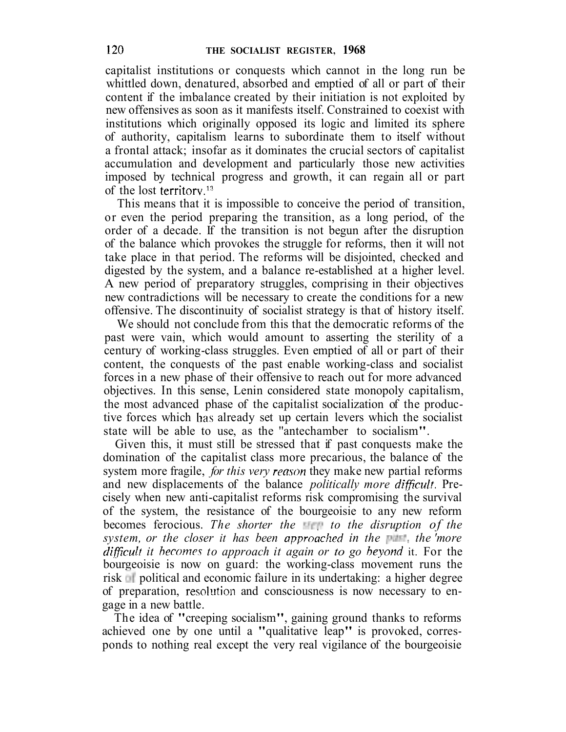capitalist institutions or conquests which cannot in the long run be whittled down, denatured, absorbed and emptied of all or part of their content if the imbalance created by their initiation is not exploited by new offensives as soon as it manifests itself. Constrained to coexist with institutions which originally opposed its logic and limited its sphere of authority, capitalism learns to subordinate them to itself without a frontal attack; insofar as it dominates the crucial sectors of capitalist accumulation and development and particularly those new activities imposed by technical progress and growth, it can regain all or part of the lost territory.[13]

This means that it is impossible to conceive the period of transition, or even the period preparing the transition, as a long period, of the order of a decade. If the transition is not begun after the disruption of the balance which provokes the struggle for reforms, then it will not take place in that period. The reforms will be disjointed, checked and digested by the system, and a balance re-established at a higher level. A new period of preparatory struggles, comprising in their objectives new contradictions will be necessary to create the conditions for a new offensive. The discontinuity of socialist strategy is that of history itself.

We should not conclude from this that the democratic reforms of the past were vain, which would amount to asserting the sterility of a century of working-class struggles. Even emptied of all or part of their content, the conquests of the past enable working-class and socialist forces in a new phase of their offensive to reach out for more advanced objectives. In this sense, Lenin considered state monopoly capitalism, the most advanced phase of the capitalist socialization of the productive forces which has already set up certain levers which the socialist state will be able to use, as the "antechamber to socialism".

Given this, it must still be stressed that if past conquests make the domination of the capitalist class more precarious, the balance of the system more fragile, *for this very reason* they make new partial reforms and new displacements of the balance *politically more difficult.* Precisely when new anti-capitalist reforms risk compromising the survival of the system, the resistance of the bourgeoisie to any new reform becomes ferocious. *The shorter the step to the disruption of the system, or the closer it has been approached in the past, the more difficult it becomes to approach it again or to go beyond* it. For the bourgeoisie is now on guard: the working-class movement runs the risk of political and economic failure in its undertaking: a higher degree of preparation, resolution and consciousness is now necessary to engage in a new battle.

The idea of "creeping socialism", gaining ground thanks to reforms achieved one by one until a "qualitative leap" is provoked, corresponds to nothing real except the very real vigilance of the bourgeoisie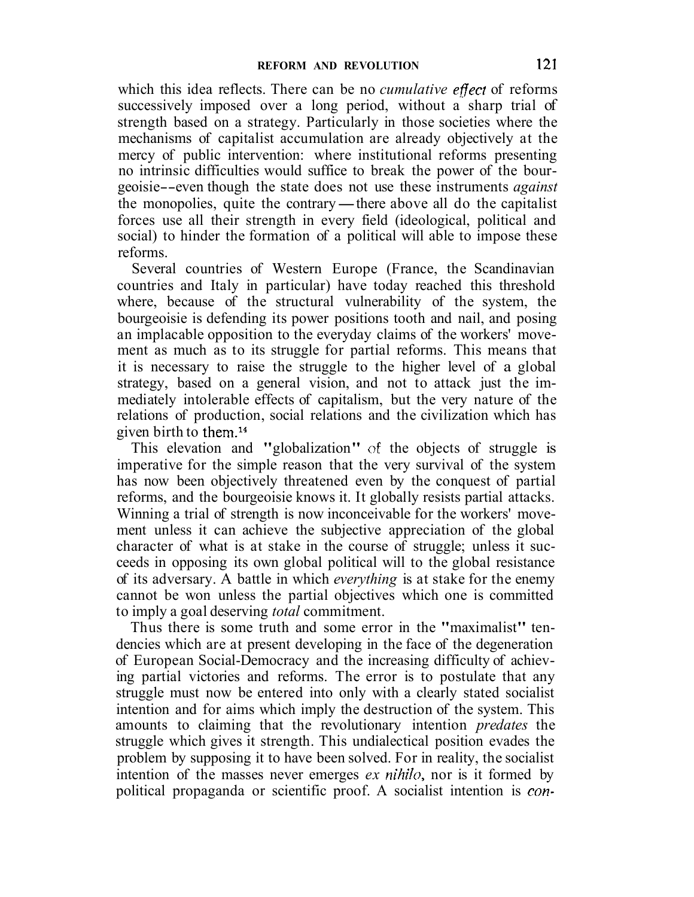which this idea reflects. There can be no *cumulative effect* of reforms successively imposed over a long period, without a sharp trial of strength based on a strategy. Particularly in those societies where the mechanisms of capitalist accumulation are already objectively at the mercy of public intervention: where institutional reforms presenting no intrinsic difficulties would suffice to break the power of the bourgeoisie--even though the state does not use these instruments *against* the monopolies, quite the contrary—there above all do the capitalist forces use all their strength in every field (ideological, political and social) to hinder the formation of a political will able to impose these reforms.

Several countries of Western Europe (France, the Scandinavian countries and Italy in particular) have today reached this threshold where, because of the structural vulnerability of the system, the bourgeoisie is defending its power positions tooth and nail, and posing an implacable opposition to the everyday claims of the workers' movement as much as to its struggle for partial reforms. This means that it is necessary to raise the struggle to the higher level of a global strategy, based on a general vision, and not to attack just the immediately intolerable effects of capitalism, but the very nature of the relations of production, social relations and the civilization which has given birth to them.[14]

This elevation and "globalization" of the objects of struggle is imperative for the simple reason that the very survival of the system has now been objectively threatened even by the conquest of partial reforms, and the bourgeoisie knows it. It globally resists partial attacks. Winning a trial of strength is now inconceivable for the workers' movement unless it can achieve the subjective appreciation of the global character of what is at stake in the course of struggle; unless it succeeds in opposing its own global political will to the global resistance of its adversary. A battle in which *everything* is at stake for the enemy cannot be won unless the partial objectives which one is committed to imply a goal deserving *total* commitment.

Thus there is some truth and some error in the "maximalist" tendencies which are at present developing in the face of the degeneration of European Social-Democracy and the increasing difficulty of achieving partial victories and reforms. The error is to postulate that any struggle must now be entered into only with a clearly stated socialist intention and for aims which imply the destruction of the system. This amounts to claiming that the revolutionary intention *predates* the struggle which gives it strength. This undialectical position evades the problem by supposing it to have been solved. For in reality, the socialist intention of the masses never emerges *ex nihilo*, nor is it formed by political propaganda or scientific proof. A socialist intention is con-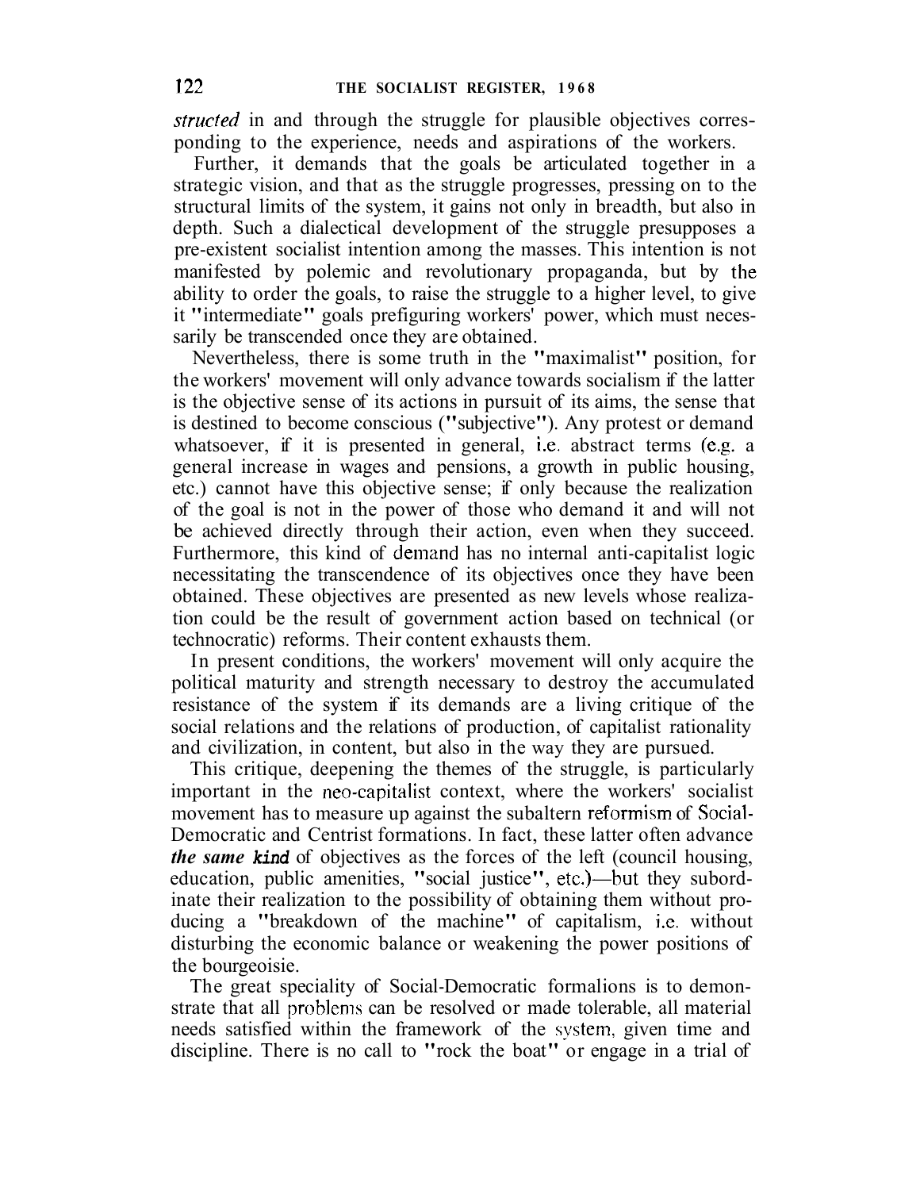*structed* in and through the struggle for plausible objectives corresponding to the experience, needs and aspirations of the workers.

Further, it demands that the goals be articulated together in a strategic vision, and that as the struggle progresses, pressing on to the structural limits of the system, it gains not only in breadth, but also in depth. Such a dialectical development of the struggle presupposes a pre-existent socialist intention among the masses. This intention is not manifested by polemic and revolutionary propaganda, but by the ability to order the goals, to raise the struggle to a higher level, to give it "intermediate" goals prefiguring workers' power, which must necessarily be transcended once they are obtained.

Nevertheless, there is some truth in the "maximalist" position, for the workers' movement will only advance towards socialism if the latter is the objective sense of its actions in pursuit of its aims, the sense that is destined to become conscious ("subjective"). Any protest or demand whatsoever, if it is presented in general, i.e. abstract terms (e.g. a general increase in wages and pensions, a growth in public housing, etc.) cannot have this objective sense; if only because the realization of the goal is not in the power of those who demand it and will not be achieved directly through their action, even when they succeed. Furthermore, this kind of demand has no internal anti-capitalist logic necessitating the transcendence of its objectives once they have been obtained. These objectives are presented as new levels whose realization could be the result of government action based on technical (or technocratic) reforms. Their content exhausts them.

In present conditions, the workers' movement will only acquire the political maturity and strength necessary to destroy the accumulated resistance of the system if its demands are a living critique of the social relations and the relations of production, of capitalist rationality and civilization, in content, but also in the way they are pursued.

This critique, deepening the themes of the struggle, is particularly important in the neo-capitalist context, where the workers' socialist movement has to measure up against the subaltern reformism of Social-Democratic and Centrist formations. In fact, these latter often advance ***the same kind*** of objectives as the forces of the left (council housing, education, public amenities, "social justice", etc.)—but they subordinate their realization to the possibility of obtaining them without producing a "breakdown of the machine" of capitalism, i.e. without disturbing the economic balance or weakening the power positions of the bourgeoisie.

The great speciality of Social-Democratic formalions is to demonstrate that all problems can be resolved or made tolerable, all material needs satisfied within the framework of the system, given time and discipline. There is no call to "rock the boat" or engage in a trial of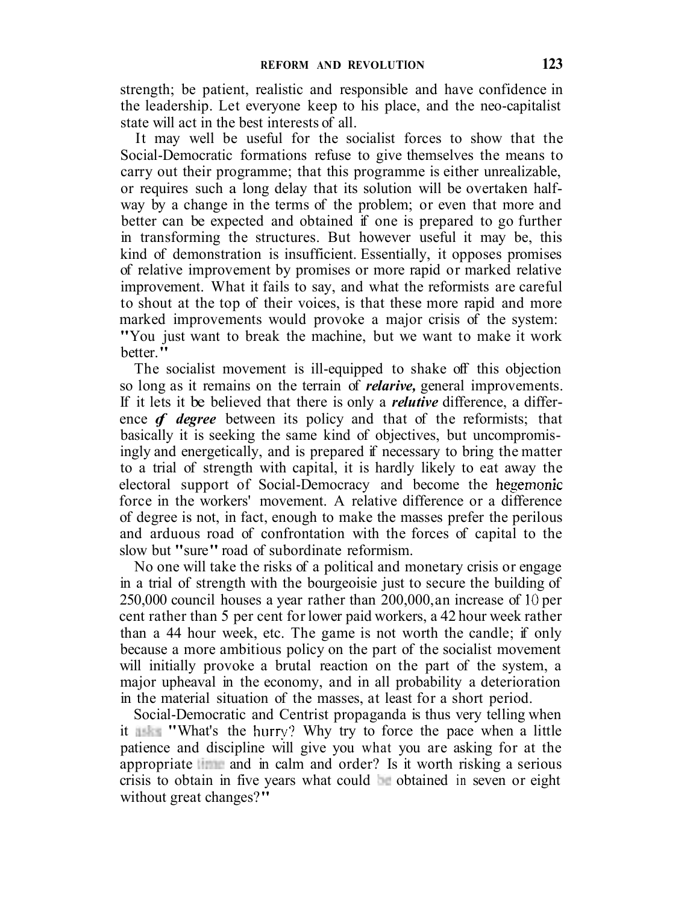strength; be patient, realistic and responsible and have confidence in the leadership. Let everyone keep to his place, and the neo-capitalist state will act in the best interests of all.

It may well be useful for the socialist forces to show that the Social-Democratic formations refuse to give themselves the means to carry out their programme; that this programme is either unrealizable, or requires such a long delay that its solution will be overtaken half-way by a change in the terms of the problem; or even that more and better can be expected and obtained if one is prepared to go further in transforming the structures. But however useful it may be, this kind of demonstration is insufficient. Essentially, it opposes promises of relative improvement by promises or more rapid or marked relative improvement. What it fails to say, and what the reformists are careful to shout at the top of their voices, is that these more rapid and more marked improvements would provoke a major crisis of the system: "You just want to break the machine, but we want to make it work better."

The socialist movement is ill-equipped to shake off this objection so long as it remains on the terrain of ***relarive,*** general improvements. If it lets it be believed that there is only a ***relutive*** difference, a difference ***of degree*** between its policy and that of the reformists; that basically it is seeking the same kind of objectives, but uncompromisingly and energetically, and is prepared if necessary to bring the matter to a trial of strength with capital, it is hardly likely to eat away the electoral support of Social-Democracy and become the hegemonic force in the workers' movement. A relative difference or a difference of degree is not, in fact, enough to make the masses prefer the perilous and arduous road of confrontation with the forces of capital to the slow but "sure" road of subordinate reformism.

No one will take the risks of a political and monetary crisis or engage in a trial of strength with the bourgeoisie just to secure the building of 250,000 council houses a year rather than 200,000, an increase of 10 per cent rather than 5 per cent for lower paid workers, a 42 hour week rather than a 44 hour week, etc. The game is not worth the candle; if only because a more ambitious policy on the part of the socialist movement will initially provoke a brutal reaction on the part of the system, a major upheaval in the economy, and in all probability a deterioration in the material situation of the masses, at least for a short period.

Social-Democratic and Centrist propaganda is thus very telling when it asks "What's the hurry? Why try to force the pace when a little patience and discipline will give you what you are asking for at the appropriate time and in calm and order? Is it worth risking a serious crisis to obtain in five years what could be obtained in seven or eight without great changes?"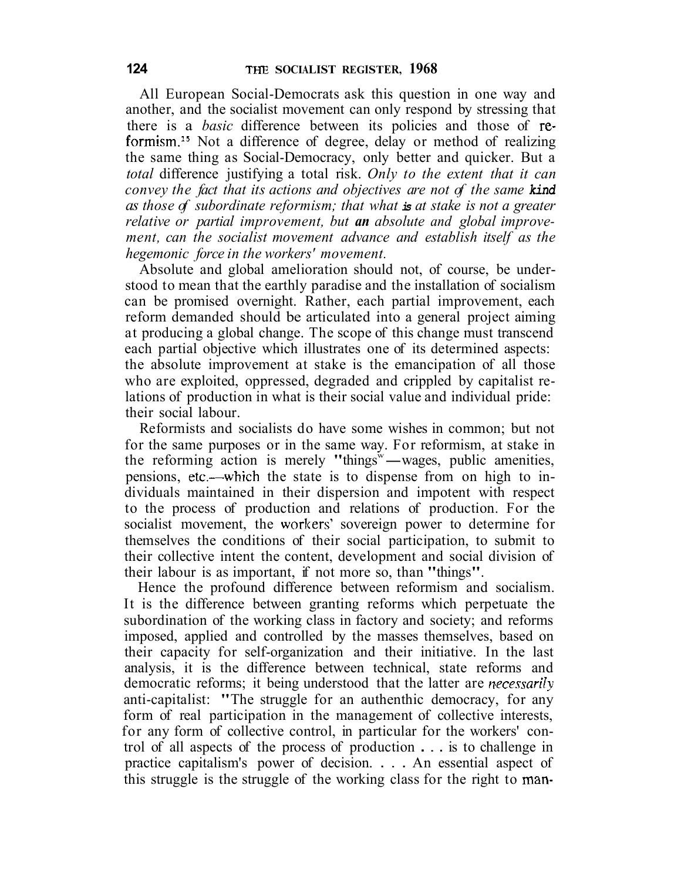All European Social-Democrats ask this question in one way and another, and the socialist movement can only respond by stressing that there is a *basic* difference between its policies and those of reformism.[15] Not a difference of degree, delay or method of realizing the same thing as Social-Democracy, only better and quicker. But a *total* difference justifying a total risk. *Only to the extent that it can convey the fact that its actions and objectives are not of the same kind as those of subordinate reformism; that what is at stake is not a greater relative or partial improvement, but an absolute and global improvement, can the socialist movement advance and establish itself as the hegemonic force in the workers' movement.*

Absolute and global amelioration should not, of course, be understood to mean that the earthly paradise and the installation of socialism can be promised overnight. Rather, each partial improvement, each reform demanded should be articulated into a general project aiming at producing a global change. The scope of this change must transcend each partial objective which illustrates one of its determined aspects: the absolute improvement at stake is the emancipation of all those who are exploited, oppressed, degraded and crippled by capitalist relations of production in what is their social value and individual pride: their social labour.

Reformists and socialists do have some wishes in common; but not for the same purposes or in the same way. For reformism, at stake in the reforming action is merely "things"—wages, public amenities, pensions, etc.—which the state is to dispense from on high to individuals maintained in their dispersion and impotent with respect to the process of production and relations of production. For the socialist movement, the workers' sovereign power to determine for themselves the conditions of their social participation, to submit to their collective intent the content, development and social division of their labour is as important, if not more so, than "things".

Hence the profound difference between reformism and socialism. It is the difference between granting reforms which perpetuate the subordination of the working class in factory and society; and reforms imposed, applied and controlled by the masses themselves, based on their capacity for self-organization and their initiative. In the last analysis, it is the difference between technical, state reforms and democratic reforms; it being understood that the latter are *necessarily* anti-capitalist: "The struggle for an authenthic democracy, for any form of real participation in the management of collective interests, for any form of collective control, in particular for the workers' control of all aspects of the process of production . . . is to challenge in practice capitalism's power of decision. . . . An essential aspect of this struggle is the struggle of the working class for the right to man-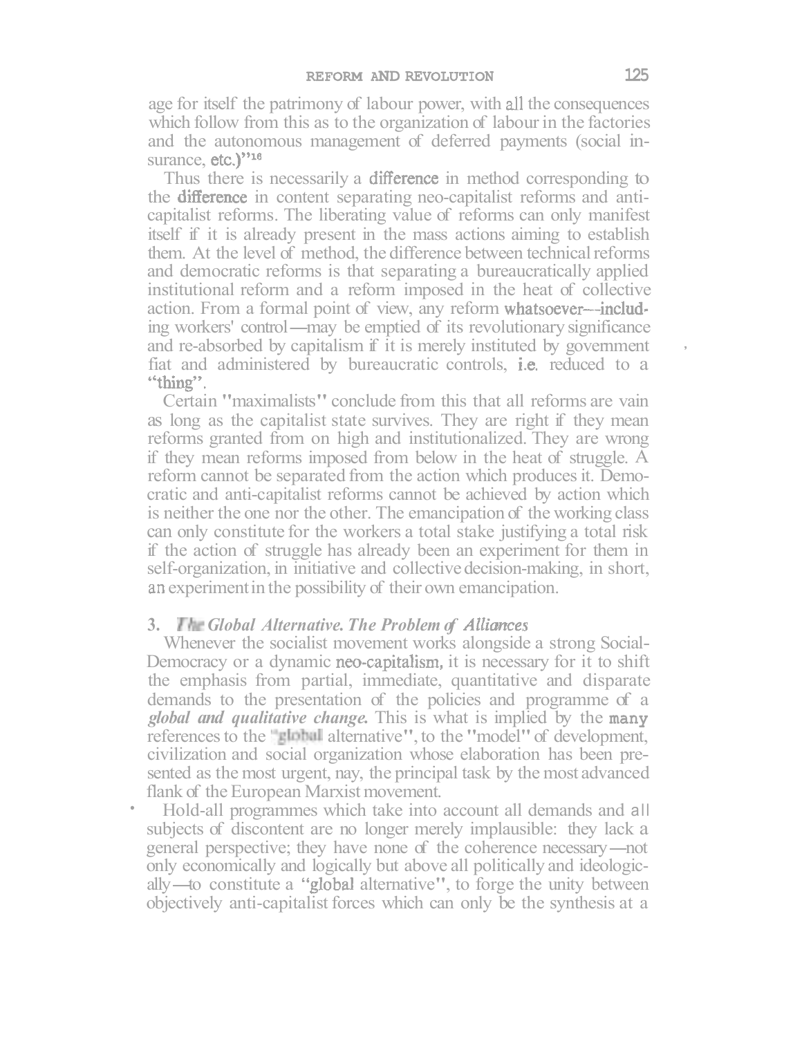age for itself the patrimony of labour power, with all the consequences which follow from this as to the organization of labour in the factories and the autonomous management of deferred payments (social insurance, etc.)"[16]

Thus there is necessarily a difference in method corresponding to the difference in content separating neo-capitalist reforms and anti-capitalist reforms. The liberating value of reforms can only manifest itself if it is already present in the mass actions aiming to establish them. At the level of method, the difference between technical reforms and democratic reforms is that separating a bureaucratically applied institutional reform and a reform imposed in the heat of collective action. From a formal point of view, any reform whatsoever—including workers' control—may be emptied of its revolutionary significance and re-absorbed by capitalism if it is merely instituted by government fiat and administered by bureaucratic controls, i.e. reduced to a "thing".

Certain "maximalists" conclude from this that all reforms are vain as long as the capitalist state survives. They are right if they mean reforms granted from on high and institutionalized. They are wrong if they mean reforms imposed from below in the heat of struggle. A reform cannot be separated from the action which produces it. Democratic and anti-capitalist reforms cannot be achieved by action which is neither the one nor the other. The emancipation of the working class can only constitute for the workers a total stake justifying a total risk if the action of struggle has already been an experiment for them in self-organization, in initiative and collective decision-making, in short, an experiment in the possibility of their own emancipation.

### 3. *The Global Alternative. The Problem of Alliances*

Whenever the socialist movement works alongside a strong Social-Democracy or a dynamic neo-capitalism, it is necessary for it to shift the emphasis from partial, immediate, quantitative and disparate demands to the presentation of the policies and programme of a ***global and qualitative change.*** This is what is implied by the many references to the "global alternative", to the "model" of development, civilization and social organization whose elaboration has been presented as the most urgent, nay, the principal task by the most advanced flank of the European Marxist movement.

Hold-all programmes which take into account all demands and all subjects of discontent are no longer merely implausible: they lack a general perspective; they have none of the coherence necessary—not only economically and logically but above all politically and ideologically—to constitute a "global alternative", to forge the unity between objectively anti-capitalist forces which can only be the synthesis at a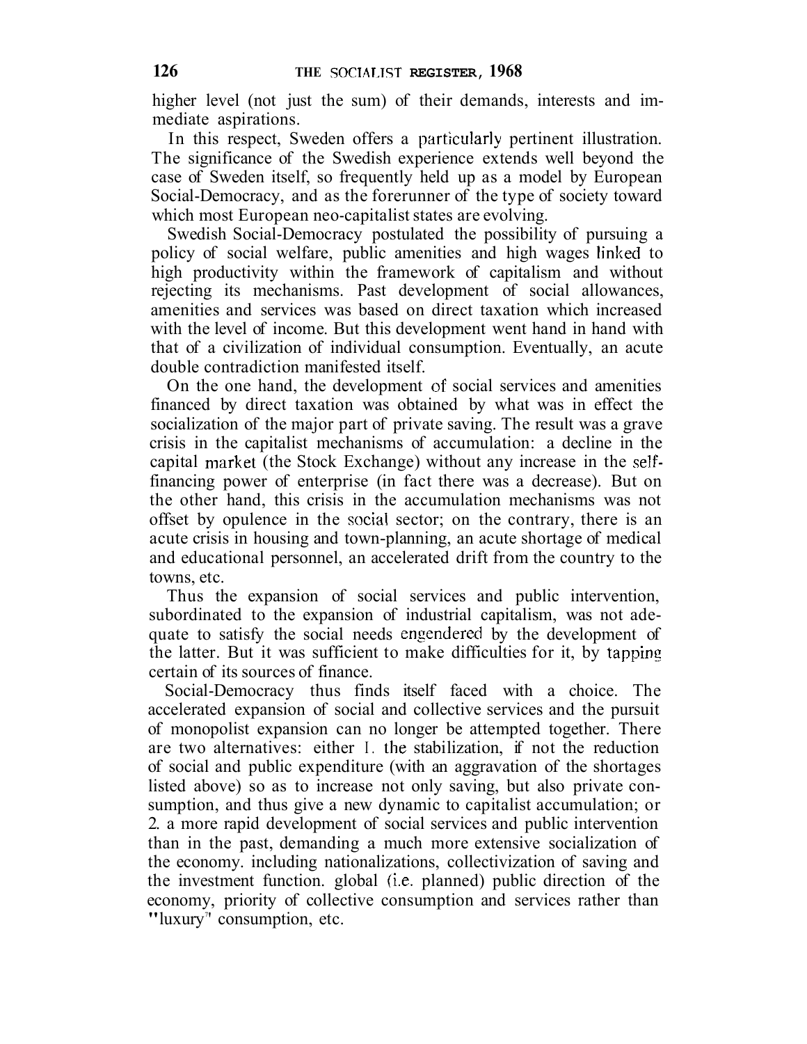higher level (not just the sum) of their demands, interests and immediate aspirations.

In this respect, Sweden offers a particularly pertinent illustration. The significance of the Swedish experience extends well beyond the case of Sweden itself, so frequently held up as a model by European Social-Democracy, and as the forerunner of the type of society toward which most European neo-capitalist states are evolving.

Swedish Social-Democracy postulated the possibility of pursuing a policy of social welfare, public amenities and high wages linked to high productivity within the framework of capitalism and without rejecting its mechanisms. Past development of social allowances, amenities and services was based on direct taxation which increased with the level of income. But this development went hand in hand with that of a civilization of individual consumption. Eventually, an acute double contradiction manifested itself.

On the one hand, the development of social services and amenities financed by direct taxation was obtained by what was in effect the socialization of the major part of private saving. The result was a grave crisis in the capitalist mechanisms of accumulation: a decline in the capital market (the Stock Exchange) without any increase in the self-financing power of enterprise (in fact there was a decrease). But on the other hand, this crisis in the accumulation mechanisms was not offset by opulence in the social sector; on the contrary, there is an acute crisis in housing and town-planning, an acute shortage of medical and educational personnel, an accelerated drift from the country to the towns, etc.

Thus the expansion of social services and public intervention, subordinated to the expansion of industrial capitalism, was not adequate to satisfy the social needs engendered by the development of the latter. But it was sufficient to make difficulties for it, by tapping certain of its sources of finance.

Social-Democracy thus finds itself faced with a choice. The accelerated expansion of social and collective services and the pursuit of monopolist expansion can no longer be attempted together. There are two alternatives: either 1. the stabilization, if not the reduction of social and public expenditure (with an aggravation of the shortages listed above) so as to increase not only saving, but also private consumption, and thus give a new dynamic to capitalist accumulation; or 2. a more rapid development of social services and public intervention than in the past, demanding a much more extensive socialization of the economy. including nationalizations, collectivization of saving and the investment function. global (i.e. planned) public direction of the economy, priority of collective consumption and services rather than "luxury" consumption, etc.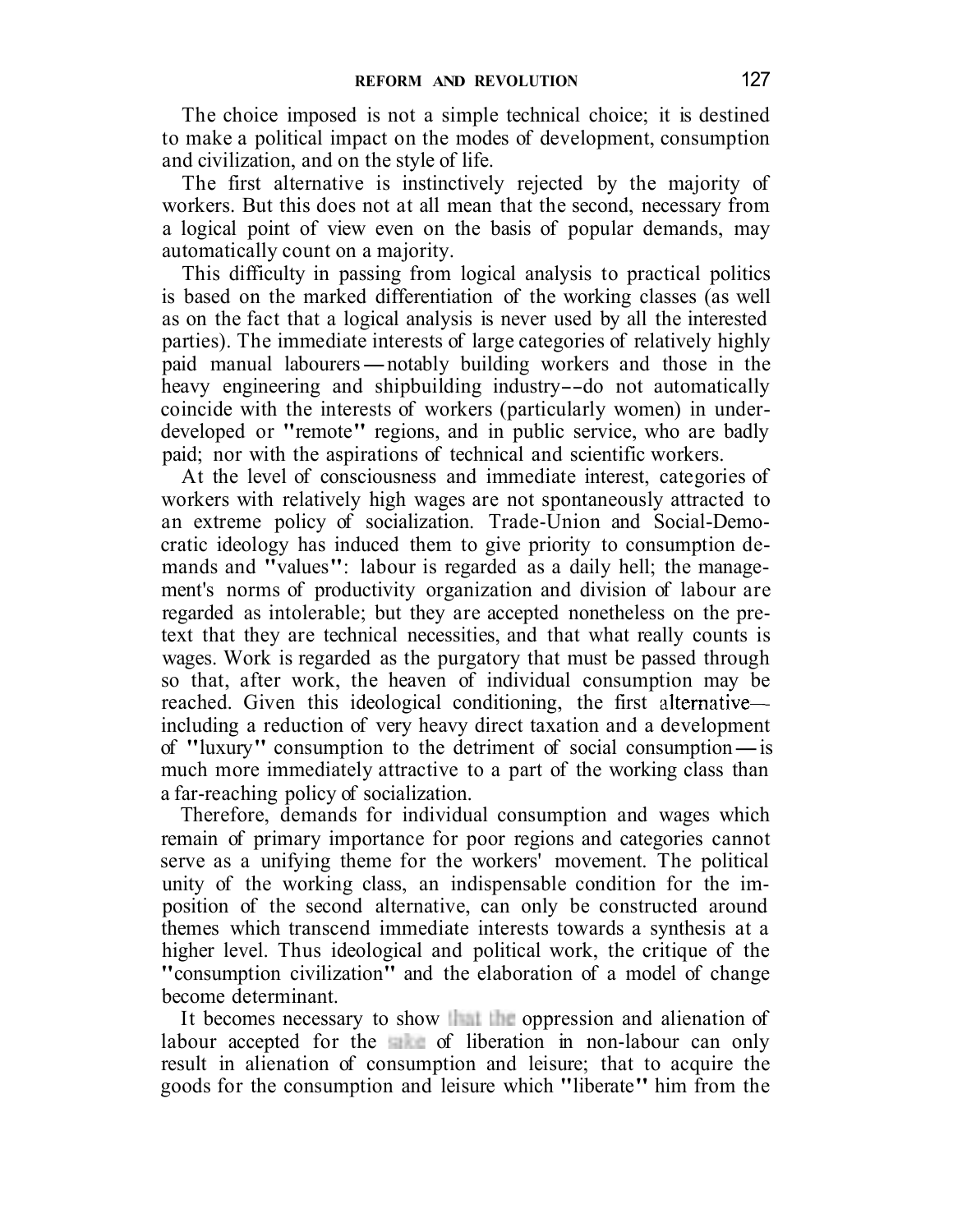The choice imposed is not a simple technical choice; it is destined to make a political impact on the modes of development, consumption and civilization, and on the style of life.

The first alternative is instinctively rejected by the majority of workers. But this does not at all mean that the second, necessary from a logical point of view even on the basis of popular demands, may automatically count on a majority.

This difficulty in passing from logical analysis to practical politics is based on the marked differentiation of the working classes (as well as on the fact that a logical analysis is never used by all the interested parties). The immediate interests of large categories of relatively highly paid manual labourers—notably building workers and those in the heavy engineering and shipbuilding industry--do not automatically coincide with the interests of workers (particularly women) in underdeveloped or "remote" regions, and in public service, who are badly paid; nor with the aspirations of technical and scientific workers.

At the level of consciousness and immediate interest, categories of workers with relatively high wages are not spontaneously attracted to an extreme policy of socialization. Trade-Union and Social-Democratic ideology has induced them to give priority to consumption demands and "values": labour is regarded as a daily hell; the management's norms of productivity organization and division of labour are regarded as intolerable; but they are accepted nonetheless on the pretext that they are technical necessities, and that what really counts is wages. Work is regarded as the purgatory that must be passed through so that, after work, the heaven of individual consumption may be reached. Given this ideological conditioning, the first alternative—including a reduction of very heavy direct taxation and a development of "luxury" consumption to the detriment of social consumption—is much more immediately attractive to a part of the working class than a far-reaching policy of socialization.

Therefore, demands for individual consumption and wages which remain of primary importance for poor regions and categories cannot serve as a unifying theme for the workers' movement. The political unity of the working class, an indispensable condition for the imposition of the second alternative, can only be constructed around themes which transcend immediate interests towards a synthesis at a higher level. Thus ideological and political work, the critique of the "consumption civilization" and the elaboration of a model of change become determinant.

It becomes necessary to show that the oppression and alienation of labour accepted for the sake of liberation in non-labour can only result in alienation of consumption and leisure; that to acquire the goods for the consumption and leisure which "liberate" him from the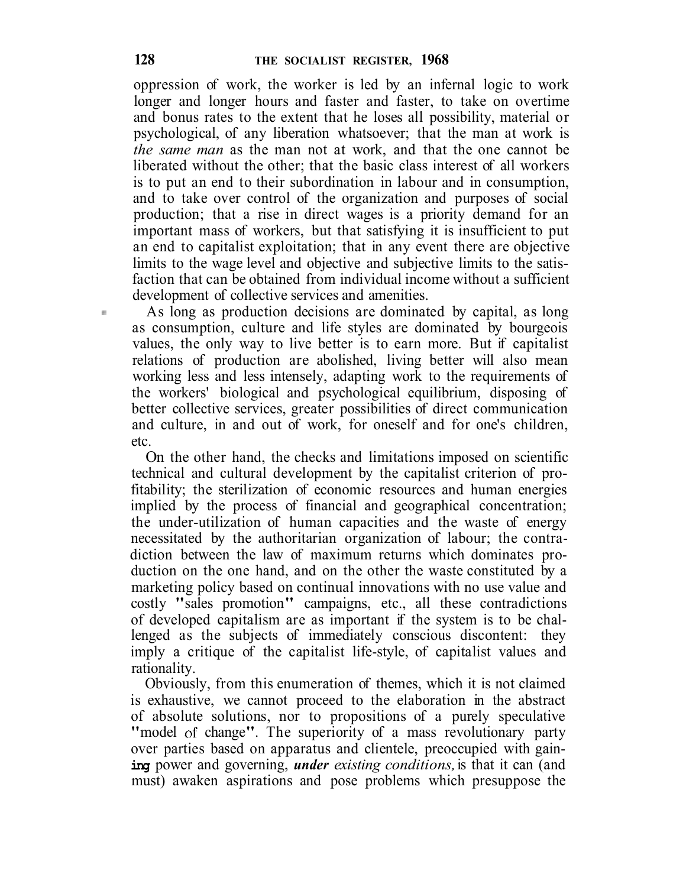oppression of work, the worker is led by an infernal logic to work longer and longer hours and faster and faster, to take on overtime and bonus rates to the extent that he loses all possibility, material or psychological, of any liberation whatsoever; that the man at work is *the same man* as the man not at work, and that the one cannot be liberated without the other; that the basic class interest of all workers is to put an end to their subordination in labour and in consumption, and to take over control of the organization and purposes of social production; that a rise in direct wages is a priority demand for an important mass of workers, but that satisfying it is insufficient to put an end to capitalist exploitation; that in any event there are objective limits to the wage level and objective and subjective limits to the satisfaction that can be obtained from individual income without a sufficient development of collective services and amenities.

As long as production decisions are dominated by capital, as long as consumption, culture and life styles are dominated by bourgeois values, the only way to live better is to earn more. But if capitalist relations of production are abolished, living better will also mean working less and less intensely, adapting work to the requirements of the workers' biological and psychological equilibrium, disposing of better collective services, greater possibilities of direct communication and culture, in and out of work, for oneself and for one's children, etc.

On the other hand, the checks and limitations imposed on scientific technical and cultural development by the capitalist criterion of profitability; the sterilization of economic resources and human energies implied by the process of financial and geographical concentration; the under-utilization of human capacities and the waste of energy necessitated by the authoritarian organization of labour; the contradiction between the law of maximum returns which dominates production on the one hand, and on the other the waste constituted by a marketing policy based on continual innovations with no use value and costly "sales promotion" campaigns, etc., all these contradictions of developed capitalism are as important if the system is to be challenged as the subjects of immediately conscious discontent: they imply a critique of the capitalist life-style, of capitalist values and rationality.

Obviously, from this enumeration of themes, which it is not claimed is exhaustive, we cannot proceed to the elaboration in the abstract of absolute solutions, nor to propositions of a purely speculative "model of change". The superiority of a mass revolutionary party over parties based on apparatus and clientele, preoccupied with gaining power and governing, ***under** existing conditions,* is that it can (and must) awaken aspirations and pose problems which presuppose the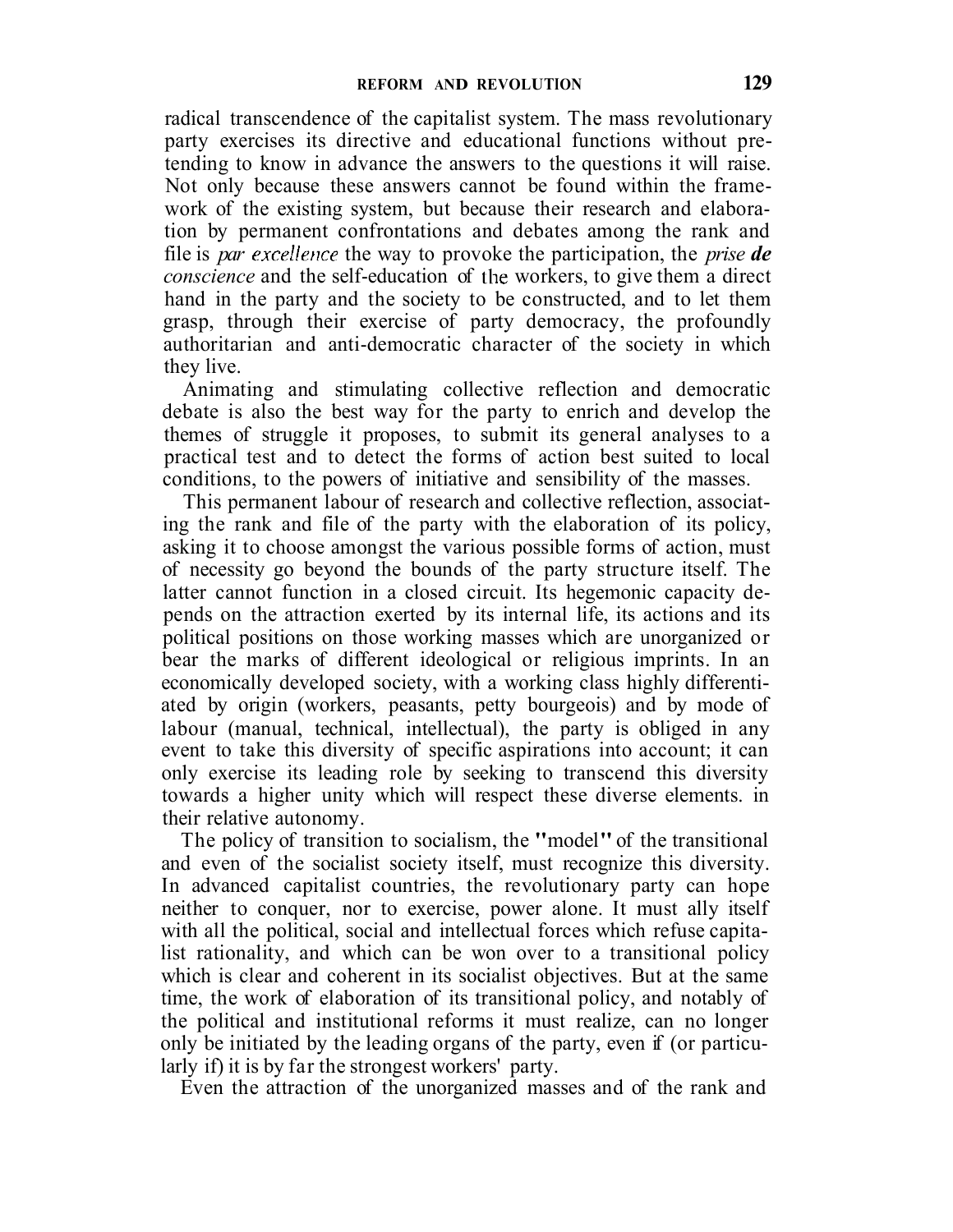radical transcendence of the capitalist system. The mass revolutionary party exercises its directive and educational functions without pretending to know in advance the answers to the questions it will raise. Not only because these answers cannot be found within the framework of the existing system, but because their research and elaboration by permanent confrontations and debates among the rank and file is *par excellence* the way to provoke the participation, the *prise **de** conscience* and the self-education of the workers, to give them a direct hand in the party and the society to be constructed, and to let them grasp, through their exercise of party democracy, the profoundly authoritarian and anti-democratic character of the society in which they live.

Animating and stimulating collective reflection and democratic debate is also the best way for the party to enrich and develop the themes of struggle it proposes, to submit its general analyses to a practical test and to detect the forms of action best suited to local conditions, to the powers of initiative and sensibility of the masses.

This permanent labour of research and collective reflection, associating the rank and file of the party with the elaboration of its policy, asking it to choose amongst the various possible forms of action, must of necessity go beyond the bounds of the party structure itself. The latter cannot function in a closed circuit. Its hegemonic capacity depends on the attraction exerted by its internal life, its actions and its political positions on those working masses which are unorganized or bear the marks of different ideological or religious imprints. In an economically developed society, with a working class highly differentiated by origin (workers, peasants, petty bourgeois) and by mode of labour (manual, technical, intellectual), the party is obliged in any event to take this diversity of specific aspirations into account; it can only exercise its leading role by seeking to transcend this diversity towards a higher unity which will respect these diverse elements. in their relative autonomy.

The policy of transition to socialism, the "model" of the transitional and even of the socialist society itself, must recognize this diversity. In advanced capitalist countries, the revolutionary party can hope neither to conquer, nor to exercise, power alone. It must ally itself with all the political, social and intellectual forces which refuse capitalist rationality, and which can be won over to a transitional policy which is clear and coherent in its socialist objectives. But at the same time, the work of elaboration of its transitional policy, and notably of the political and institutional reforms it must realize, can no longer only be initiated by the leading organs of the party, even if (or particularly if) it is by far the strongest workers' party.

Even the attraction of the unorganized masses and of the rank and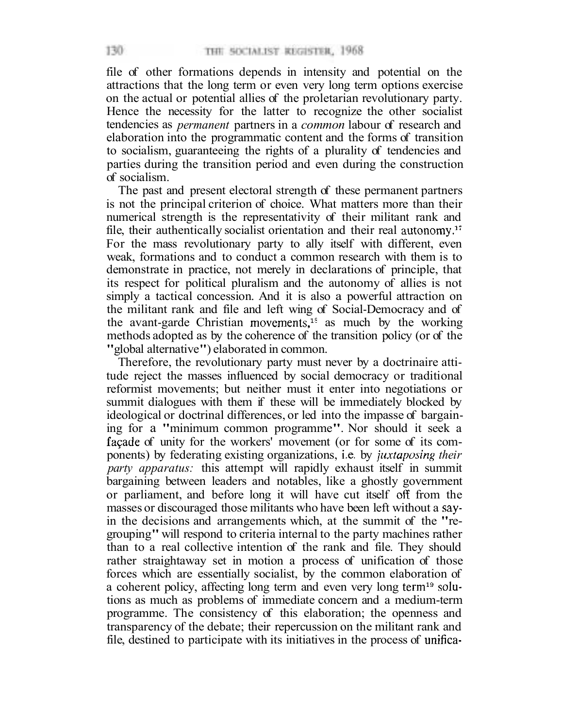file of other formations depends in intensity and potential on the attractions that the long term or even very long term options exercise on the actual or potential allies of the proletarian revolutionary party. Hence the necessity for the latter to recognize the other socialist tendencies as *permanent* partners in a *common* labour of research and elaboration into the programmatic content and the forms of transition to socialism, guaranteeing the rights of a plurality of tendencies and parties during the transition period and even during the construction of socialism.

The past and present electoral strength of these permanent partners is not the principal criterion of choice. What matters more than their numerical strength is the representativity of their militant rank and file, their authentically socialist orientation and their real autonomy.[17] For the mass revolutionary party to ally itself with different, even weak, formations and to conduct a common research with them is to demonstrate in practice, not merely in declarations of principle, that its respect for political pluralism and the autonomy of allies is not simply a tactical concession. And it is also a powerful attraction on the militant rank and file and left wing of Social-Democracy and of the avant-garde Christian movements,[18] as much by the working methods adopted as by the coherence of the transition policy (or of the "global alternative") elaborated in common.

Therefore, the revolutionary party must never by a doctrinaire attitude reject the masses influenced by social democracy or traditional reformist movements; but neither must it enter into negotiations or summit dialogues with them if these will be immediately blocked by ideological or doctrinal differences, or led into the impasse of bargaining for a "minimum common programme". Nor should it seek a façade of unity for the workers' movement (or for some of its components) by federating existing organizations, i.e. by *juxtaposing their party apparatus:* this attempt will rapidly exhaust itself in summit bargaining between leaders and notables, like a ghostly government or parliament, and before long it will have cut itself off from the masses or discouraged those militants who have been left without a say in the decisions and arrangements which, at the summit of the "regrouping" will respond to criteria internal to the party machines rather than to a real collective intention of the rank and file. They should rather straightaway set in motion a process of unification of those forces which are essentially socialist, by the common elaboration of a coherent policy, affecting long term and even very long term[19] solutions as much as problems of immediate concern and a medium-term programme. The consistency of this elaboration; the openness and transparency of the debate; their repercussion on the militant rank and file, destined to participate with its initiatives in the process of unifica-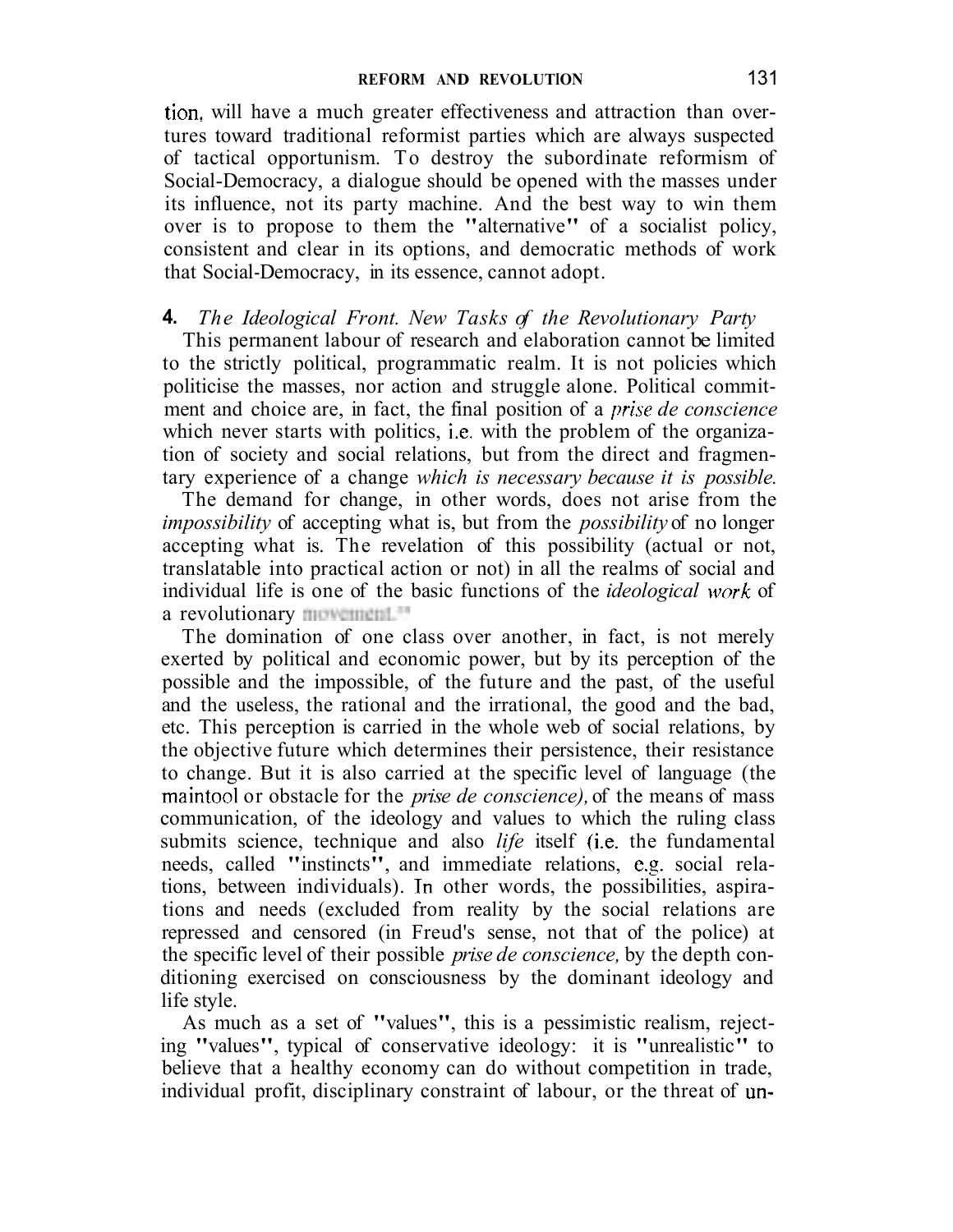tion, will have a much greater effectiveness and attraction than overtures toward traditional reformist parties which are always suspected of tactical opportunism. To destroy the subordinate reformism of Social-Democracy, a dialogue should be opened with the masses under its influence, not its party machine. And the best way to win them over is to propose to them the "alternative" of a socialist policy, consistent and clear in its options, and democratic methods of work that Social-Democracy, in its essence, cannot adopt.

### 4. *The Ideological Front. New Tasks of the Revolutionary Party*

This permanent labour of research and elaboration cannot be limited to the strictly political, programmatic realm. It is not policies which politicise the masses, nor action and struggle alone. Political commitment and choice are, in fact, the final position of a *prise de conscience* which never starts with politics, i.e. with the problem of the organization of society and social relations, but from the direct and fragmentary experience of a change *which is necessary because it is possible.*

The demand for change, in other words, does not arise from the *impossibility* of accepting what is, but from the *possibility* of no longer accepting what is. The revelation of this possibility (actual or not, translatable into practical action or not) in all the realms of social and individual life is one of the basic functions of the *ideological work* of a revolutionary movement.[11]

The domination of one class over another, in fact, is not merely exerted by political and economic power, but by its perception of the possible and the impossible, of the future and the past, of the useful and the useless, the rational and the irrational, the good and the bad, etc. This perception is carried in the whole web of social relations, by the objective future which determines their persistence, their resistance to change. But it is also carried at the specific level of language (the maintool or obstacle for the *prise de conscience),* of the means of mass communication, of the ideology and values to which the ruling class submits science, technique and also *life* itself (i.e. the fundamental needs, called "instincts", and immediate relations, e.g. social relations, between individuals). In other words, the possibilities, aspirations and needs (excluded from reality by the social relations are repressed and censored (in Freud's sense, not that of the police) at the specific level of their possible *prise de conscience,* by the depth conditioning exercised on consciousness by the dominant ideology and life style.

As much as a set of "values", this is a pessimistic realism, rejecting "values", typical of conservative ideology: it is "unrealistic" to believe that a healthy economy can do without competition in trade, individual profit, disciplinary constraint of labour, or the threat of un-